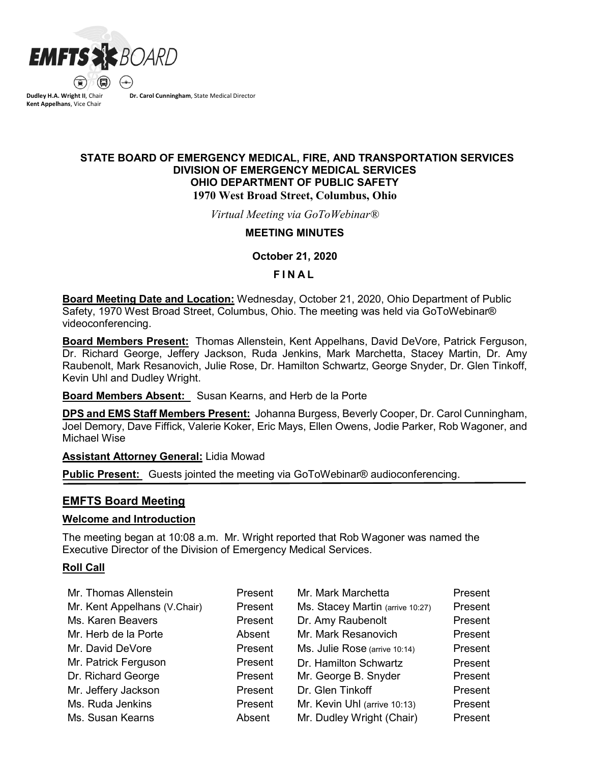**EMFTS BOARD**

**Dudley H.A. Wright II**, Chair
**Kent Appelhans**, Vice Chair
**Dr. Carol Cunningham**, State Medical Director

# STATE BOARD OF EMERGENCY MEDICAL, FIRE, AND TRANSPORTATION SERVICES
## DIVISION OF EMERGENCY MEDICAL SERVICES
## OHIO DEPARTMENT OF PUBLIC SAFETY
**1970 West Broad Street, Columbus, Ohio**

*Virtual Meeting via GoToWebinar®*

**MEETING MINUTES**

**October 21, 2020**

**F I N A L**

**Board Meeting Date and Location:** Wednesday, October 21, 2020, Ohio Department of Public Safety, 1970 West Broad Street, Columbus, Ohio. The meeting was held via GoToWebinar® videoconferencing.

**Board Members Present:** Thomas Allenstein, Kent Appelhans, David DeVore, Patrick Ferguson, Dr. Richard George, Jeffery Jackson, Ruda Jenkins, Mark Marchetta, Stacey Martin, Dr. Amy Raubenolt, Mark Resanovich, Julie Rose, Dr. Hamilton Schwartz, George Snyder, Dr. Glen Tinkoff, Kevin Uhl and Dudley Wright.

**Board Members Absent:** Susan Kearns, and Herb de la Porte

**DPS and EMS Staff Members Present:** Johanna Burgess, Beverly Cooper, Dr. Carol Cunningham, Joel Demory, Dave Fiffick, Valerie Koker, Eric Mays, Ellen Owens, Jodie Parker, Rob Wagoner, and Michael Wise

**Assistant Attorney General:** Lidia Mowad

**Public Present:** Guests jointed the meeting via GoToWebinar® audioconferencing.

## EMFTS Board Meeting

### Welcome and Introduction

The meeting began at 10:08 a.m. Mr. Wright reported that Rob Wagoner was named the Executive Director of the Division of Emergency Medical Services.

### Roll Call

| | | | |
|---|---|---|---|
| Mr. Thomas Allenstein | Present | Mr. Mark Marchetta | Present |
| Mr. Kent Appelhans (V.Chair) | Present | Ms. Stacey Martin (arrive 10:27) | Present |
| Ms. Karen Beavers | Present | Dr. Amy Raubenolt | Present |
| Mr. Herb de la Porte | Absent | Mr. Mark Resanovich | Present |
| Mr. David DeVore | Present | Ms. Julie Rose (arrive 10:14) | Present |
| Mr. Patrick Ferguson | Present | Dr. Hamilton Schwartz | Present |
| Dr. Richard George | Present | Mr. George B. Snyder | Present |
| Mr. Jeffery Jackson | Present | Dr. Glen Tinkoff | Present |
| Ms. Ruda Jenkins | Present | Mr. Kevin Uhl (arrive 10:13) | Present |
| Ms. Susan Kearns | Absent | Mr. Dudley Wright (Chair) | Present |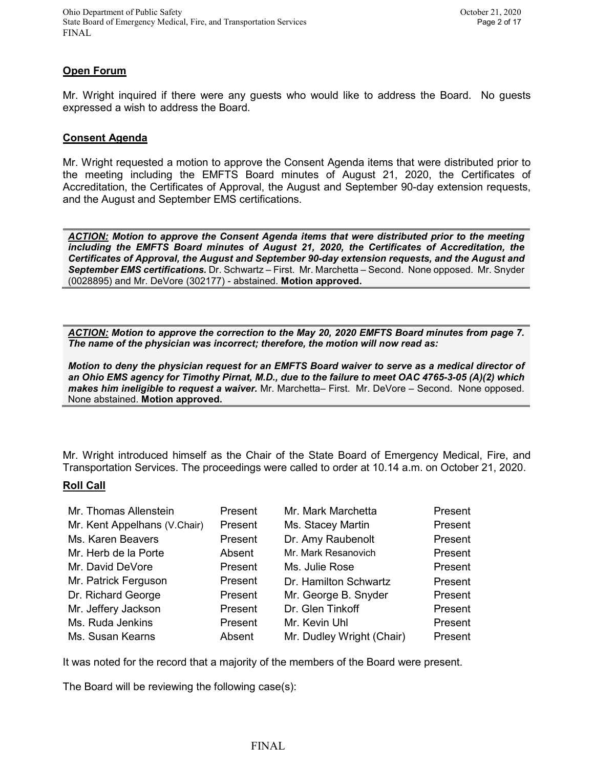## Open Forum

Mr. Wright inquired if there were any guests who would like to address the Board. No guests expressed a wish to address the Board.

## Consent Agenda

Mr. Wright requested a motion to approve the Consent Agenda items that were distributed prior to the meeting including the EMFTS Board minutes of August 21, 2020, the Certificates of Accreditation, the Certificates of Approval, the August and September 90-day extension requests, and the August and September EMS certifications.

> ***ACTION:*** ***Motion to approve the Consent Agenda items that were distributed prior to the meeting including the EMFTS Board minutes of August 21, 2020, the Certificates of Accreditation, the Certificates of Approval, the August and September 90-day extension requests, and the August and September EMS certifications.*** Dr. Schwartz – First. Mr. Marchetta – Second. None opposed. Mr. Snyder (0028895) and Mr. DeVore (302177) - abstained. **Motion approved.**

> ***ACTION:*** ***Motion to approve the correction to the May 20, 2020 EMFTS Board minutes from page 7. The name of the physician was incorrect; therefore, the motion will now read as:***
>
> ***Motion to deny the physician request for an EMFTS Board waiver to serve as a medical director of an Ohio EMS agency for Timothy Pirnat, M.D., due to the failure to meet OAC 4765-3-05 (A)(2) which makes him ineligible to request a waiver.*** Mr. Marchetta– First. Mr. DeVore – Second. None opposed. None abstained. **Motion approved.**

Mr. Wright introduced himself as the Chair of the State Board of Emergency Medical, Fire, and Transportation Services. The proceedings were called to order at 10.14 a.m. on October 21, 2020.

## Roll Call

| | | | |
|---|---|---|---|
| Mr. Thomas Allenstein | Present | Mr. Mark Marchetta | Present |
| Mr. Kent Appelhans (V.Chair) | Present | Ms. Stacey Martin | Present |
| Ms. Karen Beavers | Present | Dr. Amy Raubenolt | Present |
| Mr. Herb de la Porte | Absent | Mr. Mark Resanovich | Present |
| Mr. David DeVore | Present | Ms. Julie Rose | Present |
| Mr. Patrick Ferguson | Present | Dr. Hamilton Schwartz | Present |
| Dr. Richard George | Present | Mr. George B. Snyder | Present |
| Mr. Jeffery Jackson | Present | Dr. Glen Tinkoff | Present |
| Ms. Ruda Jenkins | Present | Mr. Kevin Uhl | Present |
| Ms. Susan Kearns | Absent | Mr. Dudley Wright (Chair) | Present |

It was noted for the record that a majority of the members of the Board were present.

The Board will be reviewing the following case(s):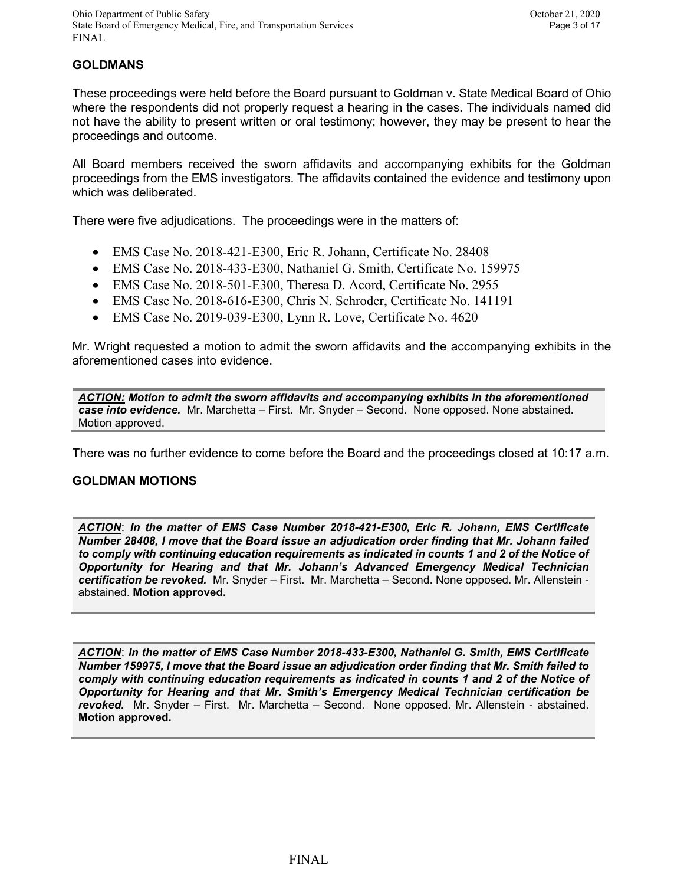## GOLDMANS

These proceedings were held before the Board pursuant to Goldman v. State Medical Board of Ohio where the respondents did not properly request a hearing in the cases. The individuals named did not have the ability to present written or oral testimony; however, they may be present to hear the proceedings and outcome.

All Board members received the sworn affidavits and accompanying exhibits for the Goldman proceedings from the EMS investigators. The affidavits contained the evidence and testimony upon which was deliberated.

There were five adjudications. The proceedings were in the matters of:

- EMS Case No. 2018-421-E300, Eric R. Johann, Certificate No. 28408
- EMS Case No. 2018-433-E300, Nathaniel G. Smith, Certificate No. 159975
- EMS Case No. 2018-501-E300, Theresa D. Acord, Certificate No. 2955
- EMS Case No. 2018-616-E300, Chris N. Schroder, Certificate No. 141191
- EMS Case No. 2019-039-E300, Lynn R. Love, Certificate No. 4620

Mr. Wright requested a motion to admit the sworn affidavits and the accompanying exhibits in the aforementioned cases into evidence.

***ACTION:*** ***Motion to admit the sworn affidavits and accompanying exhibits in the aforementioned case into evidence.*** Mr. Marchetta – First. Mr. Snyder – Second. None opposed. None abstained. Motion approved.

There was no further evidence to come before the Board and the proceedings closed at 10:17 a.m.

## GOLDMAN MOTIONS

***ACTION***: ***In the matter of EMS Case Number 2018-421-E300, Eric R. Johann, EMS Certificate Number 28408, I move that the Board issue an adjudication order finding that Mr. Johann failed to comply with continuing education requirements as indicated in counts 1 and 2 of the Notice of Opportunity for Hearing and that Mr. Johann's Advanced Emergency Medical Technician certification be revoked.*** Mr. Snyder – First. Mr. Marchetta – Second. None opposed. Mr. Allenstein - abstained. **Motion approved.**

***ACTION***: ***In the matter of EMS Case Number 2018-433-E300, Nathaniel G. Smith, EMS Certificate Number 159975, I move that the Board issue an adjudication order finding that Mr. Smith failed to comply with continuing education requirements as indicated in counts 1 and 2 of the Notice of Opportunity for Hearing and that Mr. Smith's Emergency Medical Technician certification be revoked.*** Mr. Snyder – First. Mr. Marchetta – Second. None opposed. Mr. Allenstein - abstained. **Motion approved.**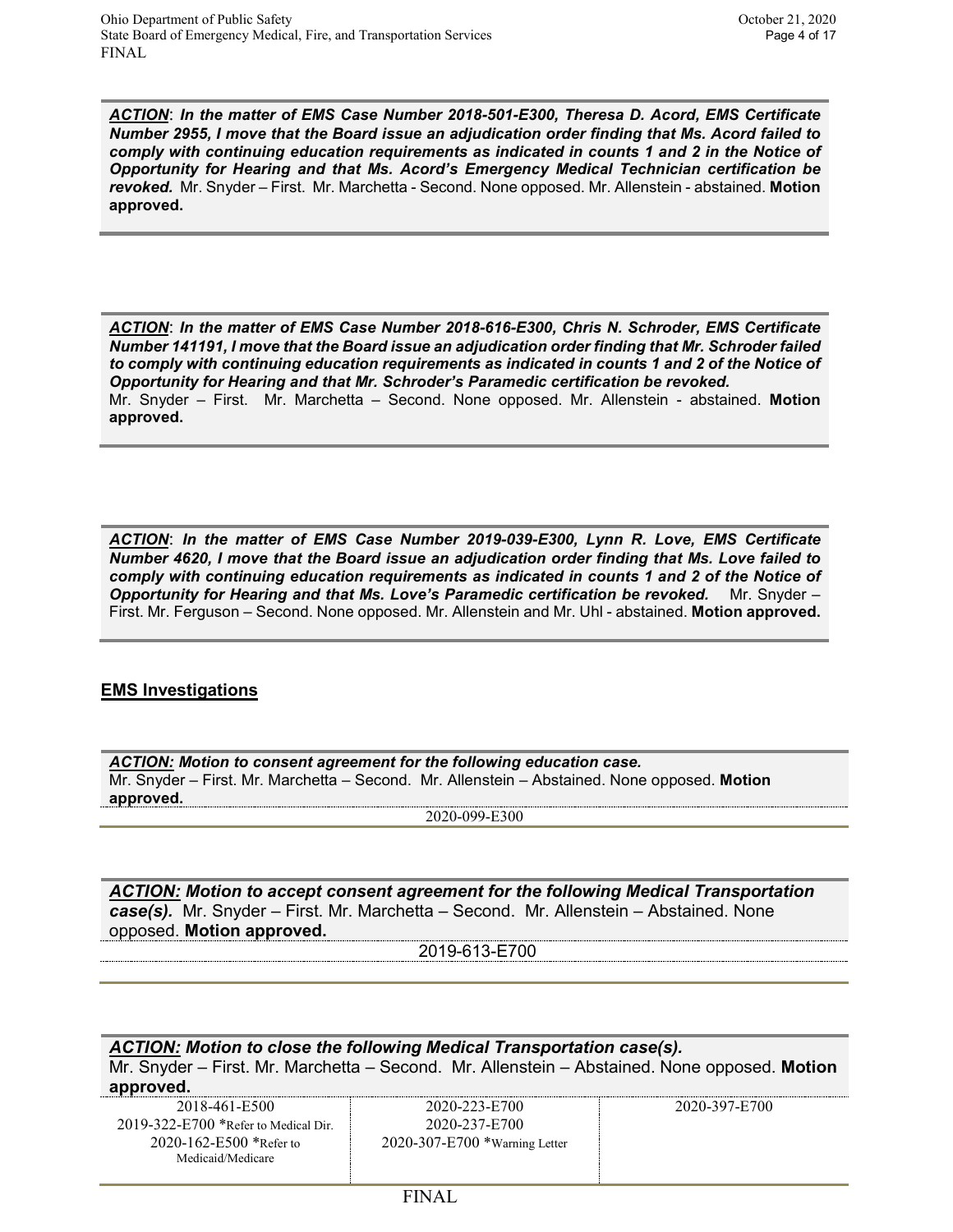***ACTION***: ***In the matter of EMS Case Number 2018-501-E300, Theresa D. Acord, EMS Certificate Number 2955, I move that the Board issue an adjudication order finding that Ms. Acord failed to comply with continuing education requirements as indicated in counts 1 and 2 in the Notice of Opportunity for Hearing and that Ms. Acord's Emergency Medical Technician certification be revoked.*** Mr. Snyder – First. Mr. Marchetta - Second. None opposed. Mr. Allenstein - abstained. **Motion approved.**

***ACTION***: ***In the matter of EMS Case Number 2018-616-E300, Chris N. Schroder, EMS Certificate Number 141191, I move that the Board issue an adjudication order finding that Mr. Schroder failed to comply with continuing education requirements as indicated in counts 1 and 2 of the Notice of Opportunity for Hearing and that Mr. Schroder's Paramedic certification be revoked.***
Mr. Snyder – First. Mr. Marchetta – Second. None opposed. Mr. Allenstein - abstained. **Motion approved.**

***ACTION***: ***In the matter of EMS Case Number 2019-039-E300, Lynn R. Love, EMS Certificate Number 4620, I move that the Board issue an adjudication order finding that Ms. Love failed to comply with continuing education requirements as indicated in counts 1 and 2 of the Notice of Opportunity for Hearing and that Ms. Love's Paramedic certification be revoked.*** Mr. Snyder – First. Mr. Ferguson – Second. None opposed. Mr. Allenstein and Mr. Uhl - abstained. **Motion approved.**

## EMS Investigations

***ACTION:*** ***Motion to consent agreement for the following education case.***
Mr. Snyder – First. Mr. Marchetta – Second. Mr. Allenstein – Abstained. None opposed. **Motion approved.**

2020-099-E300

***ACTION:*** ***Motion to accept consent agreement for the following Medical Transportation case(s).*** Mr. Snyder – First. Mr. Marchetta – Second. Mr. Allenstein – Abstained. None opposed. **Motion approved.**

2019-613-E700

***ACTION:*** ***Motion to close the following Medical Transportation case(s).***
Mr. Snyder – First. Mr. Marchetta – Second. Mr. Allenstein – Abstained. None opposed. **Motion approved.**

| | | |
|---|---|---|
| 2018-461-E500 | 2020-223-E700 | 2020-397-E700 |
| 2019-322-E700 *Refer to Medical Dir. | 2020-237-E700 | |
| 2020-162-E500 *Refer to Medicaid/Medicare | 2020-307-E700 *Warning Letter | |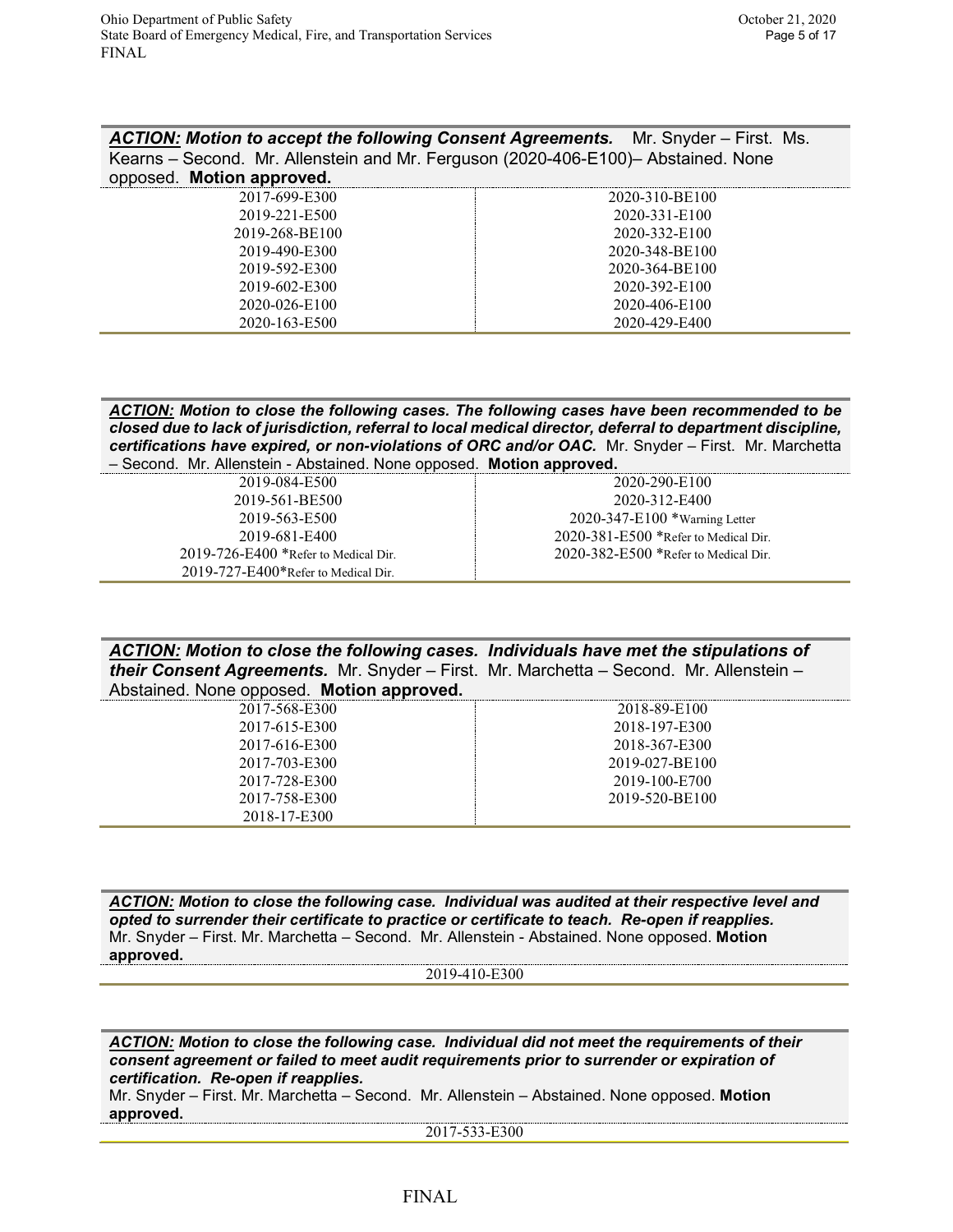***ACTION:* Motion to accept the following Consent Agreements.** Mr. Snyder – First. Ms. Kearns – Second. Mr. Allenstein and Mr. Ferguson (2020-406-E100)– Abstained. None opposed. **Motion approved.**

| | |
|---|---|
| 2017-699-E300 | 2020-310-BE100 |
| 2019-221-E500 | 2020-331-E100 |
| 2019-268-BE100 | 2020-332-E100 |
| 2019-490-E300 | 2020-348-BE100 |
| 2019-592-E300 | 2020-364-BE100 |
| 2019-602-E300 | 2020-392-E100 |
| 2020-026-E100 | 2020-406-E100 |
| 2020-163-E500 | 2020-429-E400 |

***ACTION:* Motion to close the following cases. The following cases have been recommended to be closed due to lack of jurisdiction, referral to local medical director, deferral to department discipline, certifications have expired, or non-violations of ORC and/or OAC.** Mr. Snyder – First. Mr. Marchetta – Second. Mr. Allenstein - Abstained. None opposed. **Motion approved.**

| | |
|---|---|
| 2019-084-E500 | 2020-290-E100 |
| 2019-561-BE500 | 2020-312-E400 |
| 2019-563-E500 | 2020-347-E100 *Warning Letter |
| 2019-681-E400 | 2020-381-E500 *Refer to Medical Dir. |
| 2019-726-E400 *Refer to Medical Dir. | 2020-382-E500 *Refer to Medical Dir. |
| 2019-727-E400*Refer to Medical Dir. | |

***ACTION:* Motion to close the following cases. Individuals have met the stipulations of their Consent Agreements.** Mr. Snyder – First. Mr. Marchetta – Second. Mr. Allenstein – Abstained. None opposed. **Motion approved.**

| | |
|---|---|
| 2017-568-E300 | 2018-89-E100 |
| 2017-615-E300 | 2018-197-E300 |
| 2017-616-E300 | 2018-367-E300 |
| 2017-703-E300 | 2019-027-BE100 |
| 2017-728-E300 | 2019-100-E700 |
| 2017-758-E300 | 2019-520-BE100 |
| 2018-17-E300 | |

***ACTION:* Motion to close the following case. Individual was audited at their respective level and opted to surrender their certificate to practice or certificate to teach. Re-open if reapplies.**
Mr. Snyder – First. Mr. Marchetta – Second. Mr. Allenstein - Abstained. None opposed. **Motion approved.**

2019-410-E300

***ACTION:* Motion to close the following case. Individual did not meet the requirements of their consent agreement or failed to meet audit requirements prior to surrender or expiration of certification. Re-open if reapplies.**
Mr. Snyder – First. Mr. Marchetta – Second. Mr. Allenstein – Abstained. None opposed. **Motion approved.**

2017-533-E300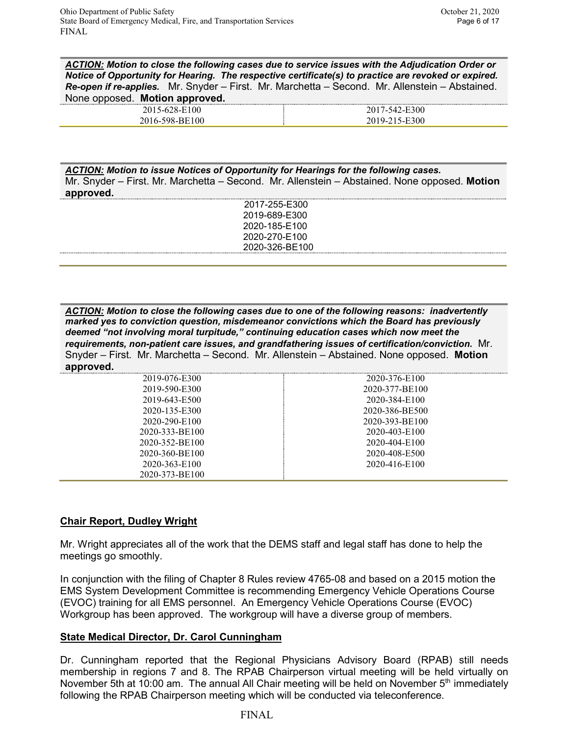***ACTION:*** ***Motion to close the following cases due to service issues with the Adjudication Order or Notice of Opportunity for Hearing. The respective certificate(s) to practice are revoked or expired. Re-open if re-applies.*** Mr. Snyder – First. Mr. Marchetta – Second. Mr. Allenstein – Abstained. None opposed. **Motion approved.**

| | |
|---|---|
| 2015-628-E100 | 2017-542-E300 |
| 2016-598-BE100 | 2019-215-E300 |

***ACTION:*** ***Motion to issue Notices of Opportunity for Hearings for the following cases.*** Mr. Snyder – First. Mr. Marchetta – Second. Mr. Allenstein – Abstained. None opposed. **Motion approved.**

2017-255-E300
2019-689-E300
2020-185-E100
2020-270-E100
2020-326-BE100

***ACTION:*** ***Motion to close the following cases due to one of the following reasons: inadvertently marked yes to conviction question, misdemeanor convictions which the Board has previously deemed "not involving moral turpitude," continuing education cases which now meet the requirements, non-patient care issues, and grandfathering issues of certification/conviction.*** Mr. Snyder – First. Mr. Marchetta – Second. Mr. Allenstein – Abstained. None opposed. **Motion approved.**

| | |
|---|---|
| 2019-076-E300 | 2020-376-E100 |
| 2019-590-E300 | 2020-377-BE100 |
| 2019-643-E500 | 2020-384-E100 |
| 2020-135-E300 | 2020-386-BE500 |
| 2020-290-E100 | 2020-393-BE100 |
| 2020-333-BE100 | 2020-403-E100 |
| 2020-352-BE100 | 2020-404-E100 |
| 2020-360-BE100 | 2020-408-E500 |
| 2020-363-E100 | 2020-416-E100 |
| 2020-373-BE100 | |

## Chair Report, Dudley Wright

Mr. Wright appreciates all of the work that the DEMS staff and legal staff has done to help the meetings go smoothly.

In conjunction with the filing of Chapter 8 Rules review 4765-08 and based on a 2015 motion the EMS System Development Committee is recommending Emergency Vehicle Operations Course (EVOC) training for all EMS personnel. An Emergency Vehicle Operations Course (EVOC) Workgroup has been approved. The workgroup will have a diverse group of members.

## State Medical Director, Dr. Carol Cunningham

Dr. Cunningham reported that the Regional Physicians Advisory Board (RPAB) still needs membership in regions 7 and 8. The RPAB Chairperson virtual meeting will be held virtually on November 5th at 10:00 am. The annual All Chair meeting will be held on November 5th immediately following the RPAB Chairperson meeting which will be conducted via teleconference.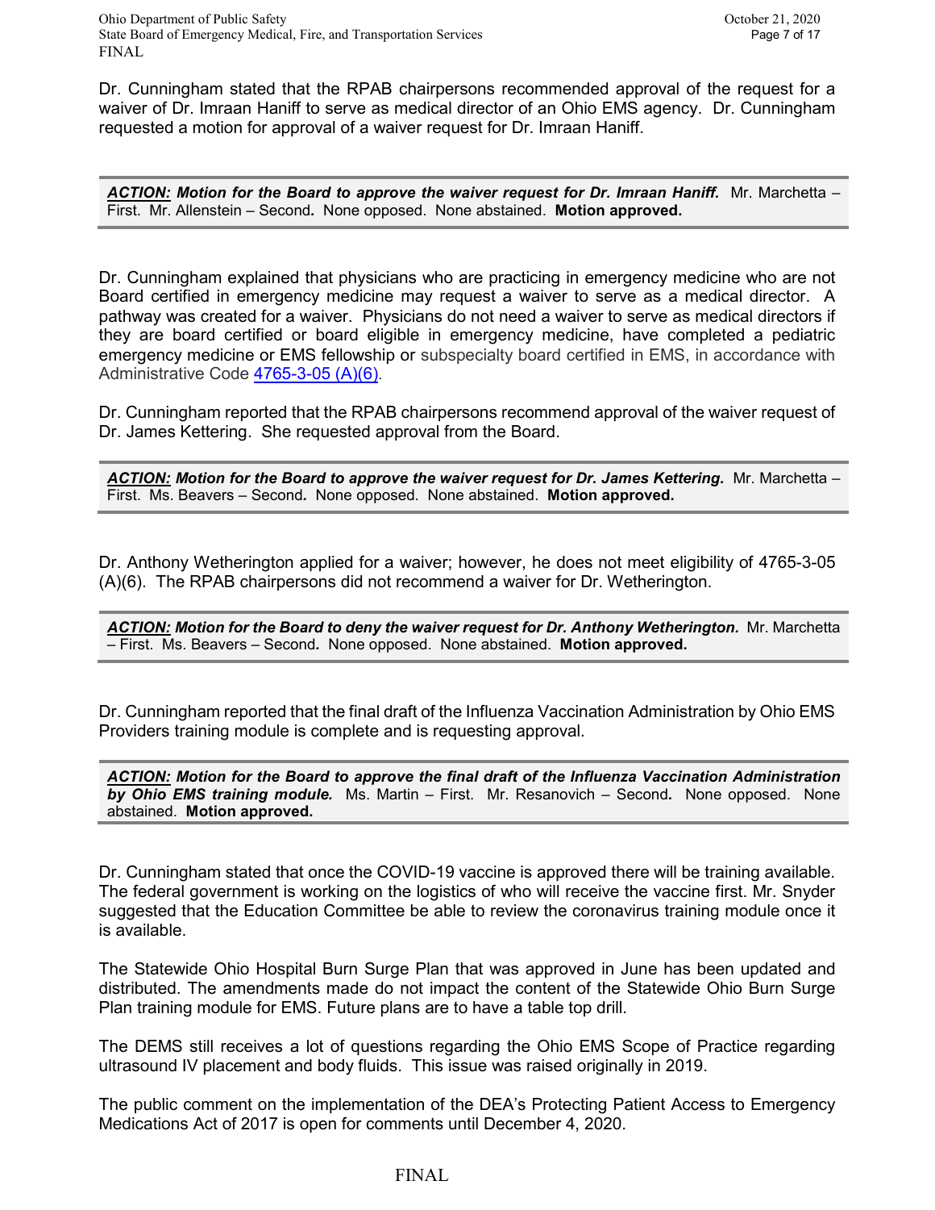Dr. Cunningham stated that the RPAB chairpersons recommended approval of the request for a waiver of Dr. Imraan Haniff to serve as medical director of an Ohio EMS agency. Dr. Cunningham requested a motion for approval of a waiver request for Dr. Imraan Haniff.

> ***ACTION:*** ***Motion for the Board to approve the waiver request for Dr. Imraan Haniff.*** Mr. Marchetta – First. Mr. Allenstein – Second. None opposed. None abstained. **Motion approved.**

Dr. Cunningham explained that physicians who are practicing in emergency medicine who are not Board certified in emergency medicine may request a waiver to serve as a medical director. A pathway was created for a waiver. Physicians do not need a waiver to serve as medical directors if they are board certified or board eligible in emergency medicine, have completed a pediatric emergency medicine or EMS fellowship or subspecialty board certified in EMS, in accordance with Administrative Code 4765-3-05 (A)(6).

Dr. Cunningham reported that the RPAB chairpersons recommend approval of the waiver request of Dr. James Kettering. She requested approval from the Board.

> ***ACTION:*** ***Motion for the Board to approve the waiver request for Dr. James Kettering.*** Mr. Marchetta – First. Ms. Beavers – Second. None opposed. None abstained. **Motion approved.**

Dr. Anthony Wetherington applied for a waiver; however, he does not meet eligibility of 4765-3-05 (A)(6). The RPAB chairpersons did not recommend a waiver for Dr. Wetherington.

> ***ACTION:*** ***Motion for the Board to deny the waiver request for Dr. Anthony Wetherington.*** Mr. Marchetta – First. Ms. Beavers – Second. None opposed. None abstained. **Motion approved.**

Dr. Cunningham reported that the final draft of the Influenza Vaccination Administration by Ohio EMS Providers training module is complete and is requesting approval.

> ***ACTION:*** ***Motion for the Board to approve the final draft of the Influenza Vaccination Administration by Ohio EMS training module.*** Ms. Martin – First. Mr. Resanovich – Second. None opposed. None abstained. **Motion approved.**

Dr. Cunningham stated that once the COVID-19 vaccine is approved there will be training available. The federal government is working on the logistics of who will receive the vaccine first. Mr. Snyder suggested that the Education Committee be able to review the coronavirus training module once it is available.

The Statewide Ohio Hospital Burn Surge Plan that was approved in June has been updated and distributed. The amendments made do not impact the content of the Statewide Ohio Burn Surge Plan training module for EMS. Future plans are to have a table top drill.

The DEMS still receives a lot of questions regarding the Ohio EMS Scope of Practice regarding ultrasound IV placement and body fluids. This issue was raised originally in 2019.

The public comment on the implementation of the DEA's Protecting Patient Access to Emergency Medications Act of 2017 is open for comments until December 4, 2020.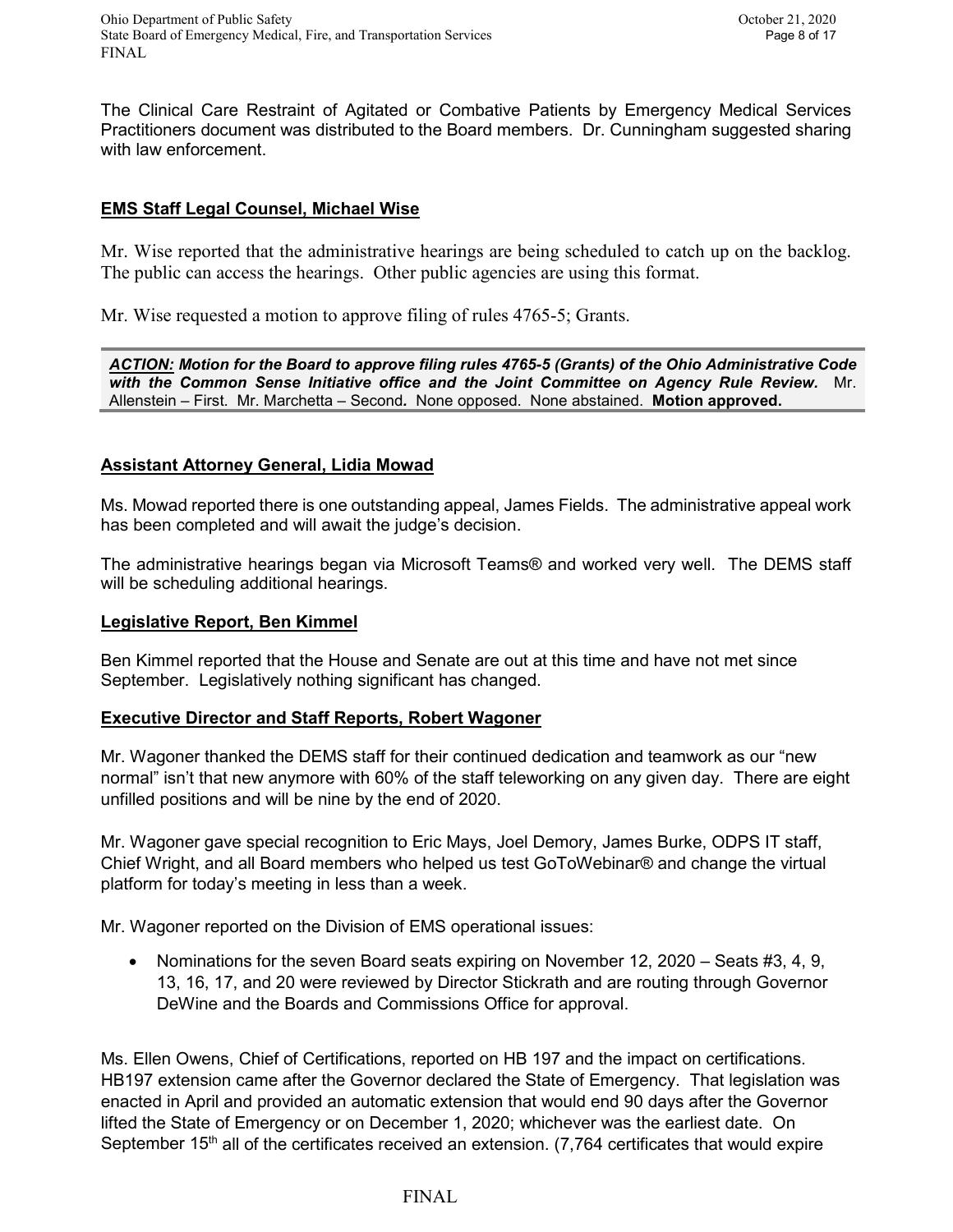The Clinical Care Restraint of Agitated or Combative Patients by Emergency Medical Services Practitioners document was distributed to the Board members. Dr. Cunningham suggested sharing with law enforcement.

## EMS Staff Legal Counsel, Michael Wise

Mr. Wise reported that the administrative hearings are being scheduled to catch up on the backlog. The public can access the hearings. Other public agencies are using this format.

Mr. Wise requested a motion to approve filing of rules 4765-5; Grants.

> ***ACTION:*** ***Motion for the Board to approve filing rules 4765-5 (Grants) of the Ohio Administrative Code with the Common Sense Initiative office and the Joint Committee on Agency Rule Review.*** Mr. Allenstein – First. Mr. Marchetta – Second. None opposed. None abstained. **Motion approved.**

## Assistant Attorney General, Lidia Mowad

Ms. Mowad reported there is one outstanding appeal, James Fields. The administrative appeal work has been completed and will await the judge's decision.

The administrative hearings began via Microsoft Teams® and worked very well. The DEMS staff will be scheduling additional hearings.

## Legislative Report, Ben Kimmel

Ben Kimmel reported that the House and Senate are out at this time and have not met since September. Legislatively nothing significant has changed.

## Executive Director and Staff Reports, Robert Wagoner

Mr. Wagoner thanked the DEMS staff for their continued dedication and teamwork as our "new normal" isn't that new anymore with 60% of the staff teleworking on any given day. There are eight unfilled positions and will be nine by the end of 2020.

Mr. Wagoner gave special recognition to Eric Mays, Joel Demory, James Burke, ODPS IT staff, Chief Wright, and all Board members who helped us test GoToWebinar® and change the virtual platform for today's meeting in less than a week.

Mr. Wagoner reported on the Division of EMS operational issues:

- Nominations for the seven Board seats expiring on November 12, 2020 – Seats #3, 4, 9, 13, 16, 17, and 20 were reviewed by Director Stickrath and are routing through Governor DeWine and the Boards and Commissions Office for approval.

Ms. Ellen Owens, Chief of Certifications, reported on HB 197 and the impact on certifications. HB197 extension came after the Governor declared the State of Emergency. That legislation was enacted in April and provided an automatic extension that would end 90 days after the Governor lifted the State of Emergency or on December 1, 2020; whichever was the earliest date. On September 15th all of the certificates received an extension. (7,764 certificates that would expire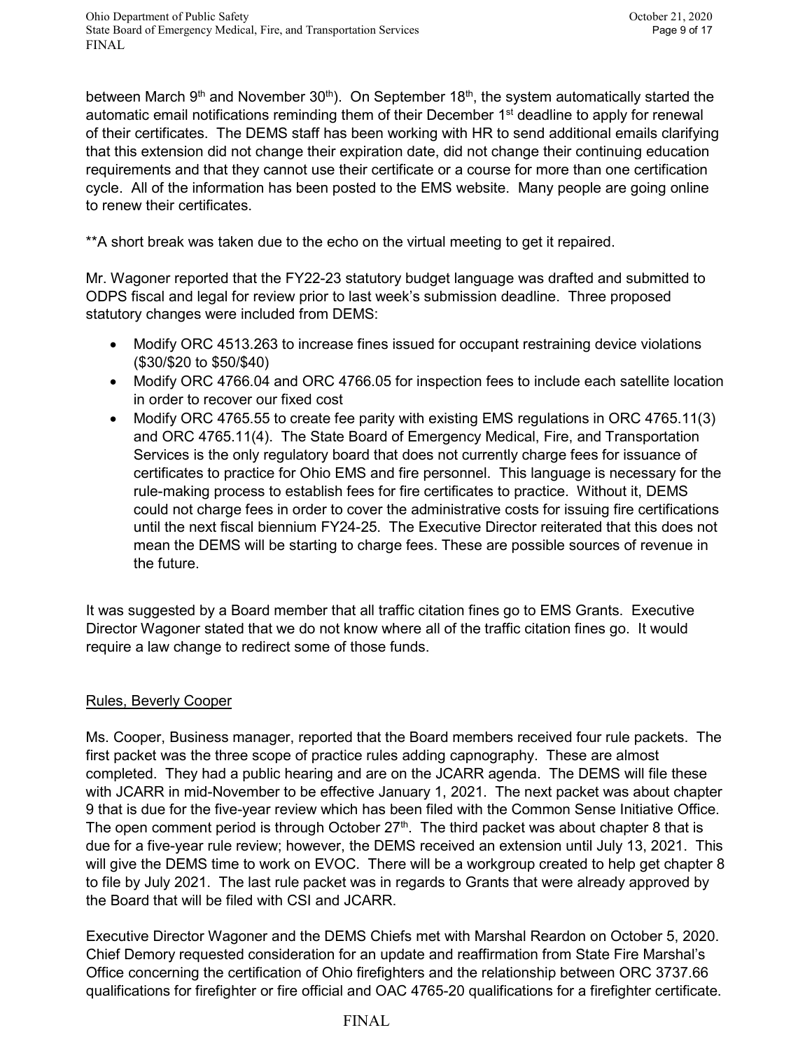between March 9th and November 30th). On September 18th, the system automatically started the automatic email notifications reminding them of their December 1st deadline to apply for renewal of their certificates. The DEMS staff has been working with HR to send additional emails clarifying that this extension did not change their expiration date, did not change their continuing education requirements and that they cannot use their certificate or a course for more than one certification cycle. All of the information has been posted to the EMS website. Many people are going online to renew their certificates.

**A short break was taken due to the echo on the virtual meeting to get it repaired.

Mr. Wagoner reported that the FY22-23 statutory budget language was drafted and submitted to ODPS fiscal and legal for review prior to last week's submission deadline. Three proposed statutory changes were included from DEMS:

- Modify ORC 4513.263 to increase fines issued for occupant restraining device violations ($30/$20 to $50/$40)
- Modify ORC 4766.04 and ORC 4766.05 for inspection fees to include each satellite location in order to recover our fixed cost
- Modify ORC 4765.55 to create fee parity with existing EMS regulations in ORC 4765.11(3) and ORC 4765.11(4). The State Board of Emergency Medical, Fire, and Transportation Services is the only regulatory board that does not currently charge fees for issuance of certificates to practice for Ohio EMS and fire personnel. This language is necessary for the rule-making process to establish fees for fire certificates to practice. Without it, DEMS could not charge fees in order to cover the administrative costs for issuing fire certifications until the next fiscal biennium FY24-25. The Executive Director reiterated that this does not mean the DEMS will be starting to charge fees. These are possible sources of revenue in the future.

It was suggested by a Board member that all traffic citation fines go to EMS Grants. Executive Director Wagoner stated that we do not know where all of the traffic citation fines go. It would require a law change to redirect some of those funds.

## Rules, Beverly Cooper

Ms. Cooper, Business manager, reported that the Board members received four rule packets. The first packet was the three scope of practice rules adding capnography. These are almost completed. They had a public hearing and are on the JCARR agenda. The DEMS will file these with JCARR in mid-November to be effective January 1, 2021. The next packet was about chapter 9 that is due for the five-year review which has been filed with the Common Sense Initiative Office. The open comment period is through October 27th. The third packet was about chapter 8 that is due for a five-year rule review; however, the DEMS received an extension until July 13, 2021. This will give the DEMS time to work on EVOC. There will be a workgroup created to help get chapter 8 to file by July 2021. The last rule packet was in regards to Grants that were already approved by the Board that will be filed with CSI and JCARR.

Executive Director Wagoner and the DEMS Chiefs met with Marshal Reardon on October 5, 2020. Chief Demory requested consideration for an update and reaffirmation from State Fire Marshal's Office concerning the certification of Ohio firefighters and the relationship between ORC 3737.66 qualifications for firefighter or fire official and OAC 4765-20 qualifications for a firefighter certificate.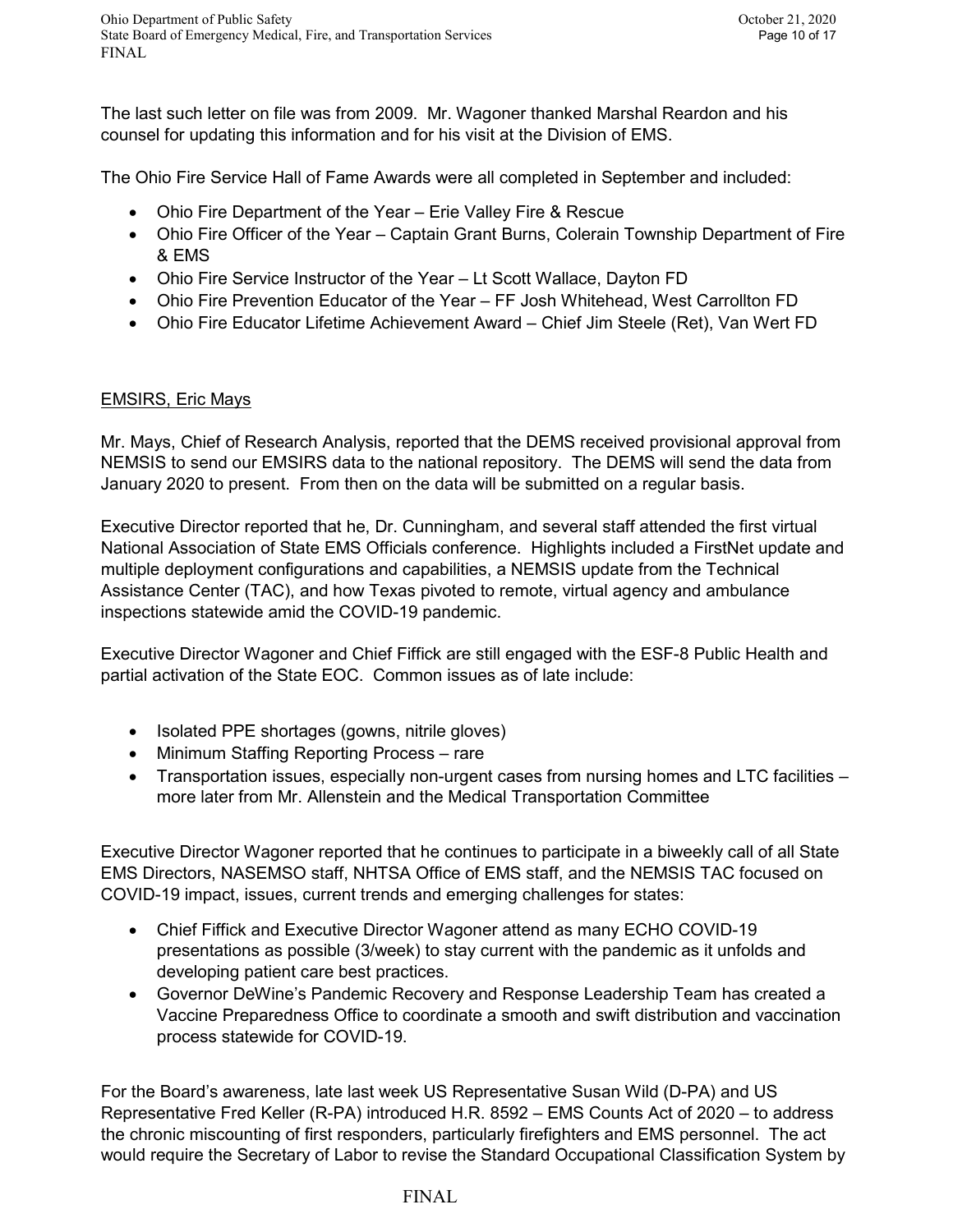The last such letter on file was from 2009. Mr. Wagoner thanked Marshal Reardon and his counsel for updating this information and for his visit at the Division of EMS.

The Ohio Fire Service Hall of Fame Awards were all completed in September and included:

- Ohio Fire Department of the Year – Erie Valley Fire & Rescue
- Ohio Fire Officer of the Year – Captain Grant Burns, Colerain Township Department of Fire & EMS
- Ohio Fire Service Instructor of the Year – Lt Scott Wallace, Dayton FD
- Ohio Fire Prevention Educator of the Year – FF Josh Whitehead, West Carrollton FD
- Ohio Fire Educator Lifetime Achievement Award – Chief Jim Steele (Ret), Van Wert FD

<u>EMSIRS, Eric Mays</u>

Mr. Mays, Chief of Research Analysis, reported that the DEMS received provisional approval from NEMSIS to send our EMSIRS data to the national repository. The DEMS will send the data from January 2020 to present. From then on the data will be submitted on a regular basis.

Executive Director reported that he, Dr. Cunningham, and several staff attended the first virtual National Association of State EMS Officials conference. Highlights included a FirstNet update and multiple deployment configurations and capabilities, a NEMSIS update from the Technical Assistance Center (TAC), and how Texas pivoted to remote, virtual agency and ambulance inspections statewide amid the COVID-19 pandemic.

Executive Director Wagoner and Chief Fiffick are still engaged with the ESF-8 Public Health and partial activation of the State EOC. Common issues as of late include:

- Isolated PPE shortages (gowns, nitrile gloves)
- Minimum Staffing Reporting Process – rare
- Transportation issues, especially non-urgent cases from nursing homes and LTC facilities – more later from Mr. Allenstein and the Medical Transportation Committee

Executive Director Wagoner reported that he continues to participate in a biweekly call of all State EMS Directors, NASEMSO staff, NHTSA Office of EMS staff, and the NEMSIS TAC focused on COVID-19 impact, issues, current trends and emerging challenges for states:

- Chief Fiffick and Executive Director Wagoner attend as many ECHO COVID-19 presentations as possible (3/week) to stay current with the pandemic as it unfolds and developing patient care best practices.
- Governor DeWine's Pandemic Recovery and Response Leadership Team has created a Vaccine Preparedness Office to coordinate a smooth and swift distribution and vaccination process statewide for COVID-19.

For the Board's awareness, late last week US Representative Susan Wild (D-PA) and US Representative Fred Keller (R-PA) introduced H.R. 8592 – EMS Counts Act of 2020 – to address the chronic miscounting of first responders, particularly firefighters and EMS personnel. The act would require the Secretary of Labor to revise the Standard Occupational Classification System by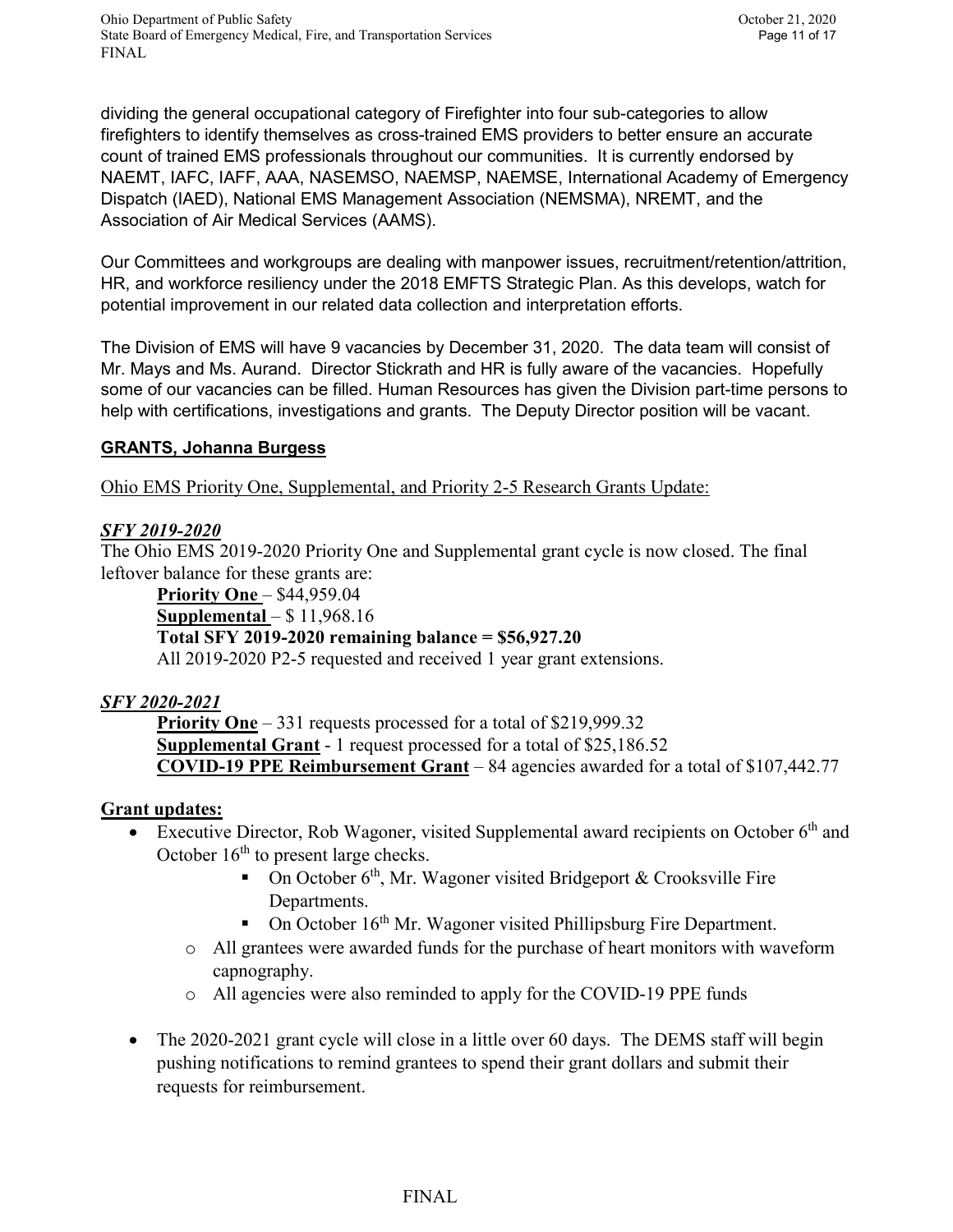dividing the general occupational category of Firefighter into four sub-categories to allow firefighters to identify themselves as cross-trained EMS providers to better ensure an accurate count of trained EMS professionals throughout our communities. It is currently endorsed by NAEMT, IAFC, IAFF, AAA, NASEMSO, NAEMSP, NAEMSE, International Academy of Emergency Dispatch (IAED), National EMS Management Association (NEMSMA), NREMT, and the Association of Air Medical Services (AAMS).

Our Committees and workgroups are dealing with manpower issues, recruitment/retention/attrition, HR, and workforce resiliency under the 2018 EMFTS Strategic Plan. As this develops, watch for potential improvement in our related data collection and interpretation efforts.

The Division of EMS will have 9 vacancies by December 31, 2020. The data team will consist of Mr. Mays and Ms. Aurand. Director Stickrath and HR is fully aware of the vacancies. Hopefully some of our vacancies can be filled. Human Resources has given the Division part-time persons to help with certifications, investigations and grants. The Deputy Director position will be vacant.

**GRANTS, Johanna Burgess**

Ohio EMS Priority One, Supplemental, and Priority 2-5 Research Grants Update:

***SFY 2019-2020***

The Ohio EMS 2019-2020 Priority One and Supplemental grant cycle is now closed. The final leftover balance for these grants are:

**Priority One** – $44,959.04
**Supplemental** – $ 11,968.16
**Total SFY 2019-2020 remaining balance = $56,927.20**
All 2019-2020 P2-5 requested and received 1 year grant extensions.

***SFY 2020-2021***

**Priority One** – 331 requests processed for a total of $219,999.32
**Supplemental Grant** - 1 request processed for a total of $25,186.52
**COVID-19 PPE Reimbursement Grant** – 84 agencies awarded for a total of $107,442.77

**Grant updates:**

- Executive Director, Rob Wagoner, visited Supplemental award recipients on October 6th and October 16th to present large checks.
    - On October 6th, Mr. Wagoner visited Bridgeport & Crooksville Fire Departments.
    - On October 16th Mr. Wagoner visited Phillipsburg Fire Department.
  - All grantees were awarded funds for the purchase of heart monitors with waveform capnography.
  - All agencies were also reminded to apply for the COVID-19 PPE funds
- The 2020-2021 grant cycle will close in a little over 60 days. The DEMS staff will begin pushing notifications to remind grantees to spend their grant dollars and submit their requests for reimbursement.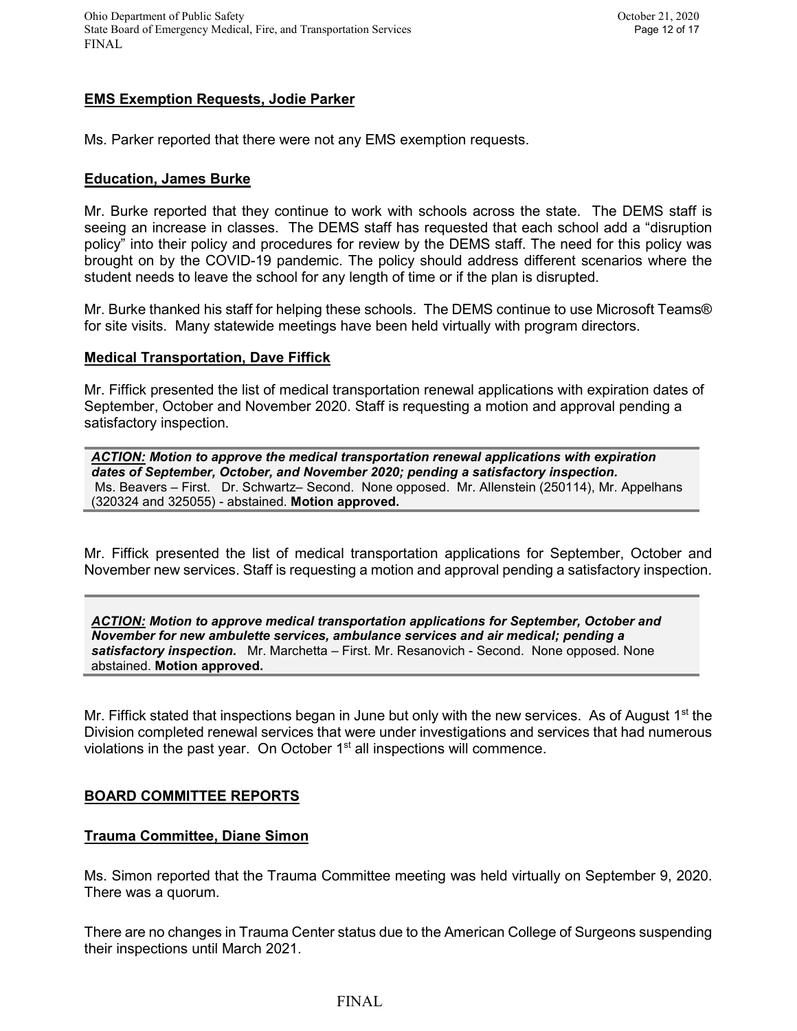**EMS Exemption Requests, Jodie Parker**

Ms. Parker reported that there were not any EMS exemption requests.

**Education, James Burke**

Mr. Burke reported that they continue to work with schools across the state. The DEMS staff is seeing an increase in classes. The DEMS staff has requested that each school add a "disruption policy" into their policy and procedures for review by the DEMS staff. The need for this policy was brought on by the COVID-19 pandemic. The policy should address different scenarios where the student needs to leave the school for any length of time or if the plan is disrupted.

Mr. Burke thanked his staff for helping these schools. The DEMS continue to use Microsoft Teams® for site visits. Many statewide meetings have been held virtually with program directors.

**Medical Transportation, Dave Fiffick**

Mr. Fiffick presented the list of medical transportation renewal applications with expiration dates of September, October and November 2020. Staff is requesting a motion and approval pending a satisfactory inspection.

> ***ACTION:* Motion to approve the medical transportation renewal applications with expiration dates of September, October, and November 2020; pending a satisfactory inspection.** Ms. Beavers – First. Dr. Schwartz– Second. None opposed. Mr. Allenstein (250114), Mr. Appelhans (320324 and 325055) - abstained. **Motion approved.**

Mr. Fiffick presented the list of medical transportation applications for September, October and November new services. Staff is requesting a motion and approval pending a satisfactory inspection.

> ***ACTION:* Motion to approve medical transportation applications for September, October and November for new ambulette services, ambulance services and air medical; pending a satisfactory inspection.** Mr. Marchetta – First. Mr. Resanovich - Second. None opposed. None abstained. **Motion approved.**

Mr. Fiffick stated that inspections began in June but only with the new services. As of August 1st the Division completed renewal services that were under investigations and services that had numerous violations in the past year. On October 1st all inspections will commence.

**BOARD COMMITTEE REPORTS**

**Trauma Committee, Diane Simon**

Ms. Simon reported that the Trauma Committee meeting was held virtually on September 9, 2020. There was a quorum.

There are no changes in Trauma Center status due to the American College of Surgeons suspending their inspections until March 2021.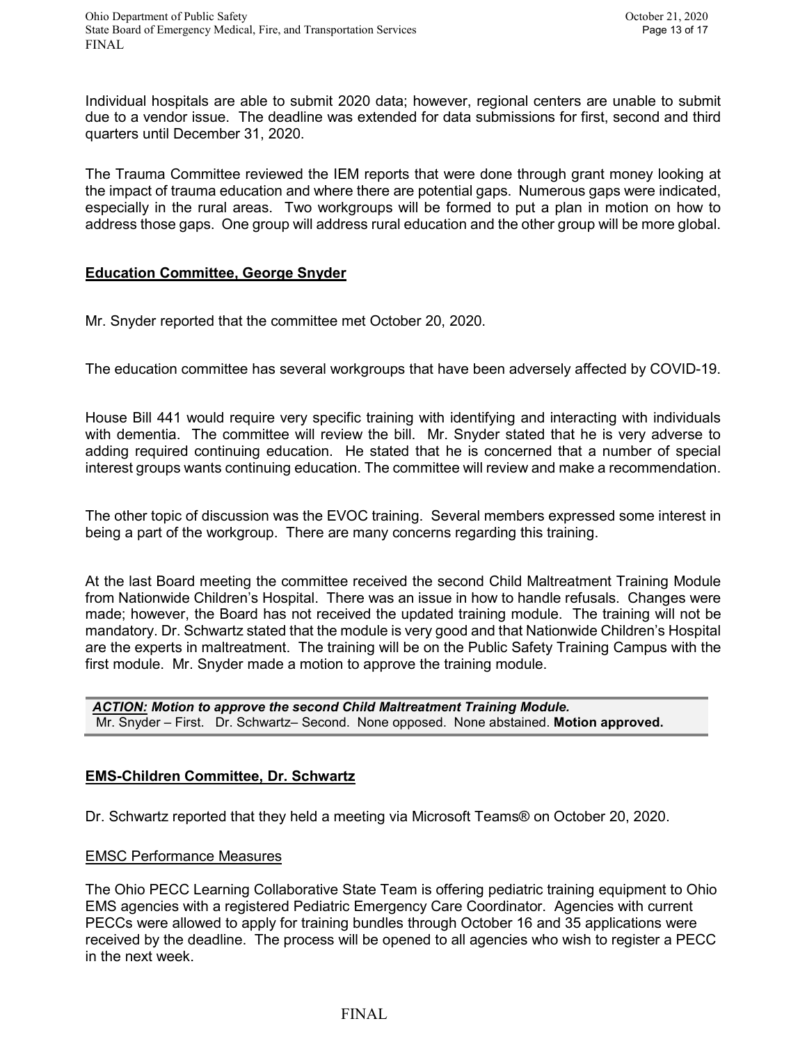Individual hospitals are able to submit 2020 data; however, regional centers are unable to submit due to a vendor issue. The deadline was extended for data submissions for first, second and third quarters until December 31, 2020.

The Trauma Committee reviewed the IEM reports that were done through grant money looking at the impact of trauma education and where there are potential gaps. Numerous gaps were indicated, especially in the rural areas. Two workgroups will be formed to put a plan in motion on how to address those gaps. One group will address rural education and the other group will be more global.

## Education Committee, George Snyder

Mr. Snyder reported that the committee met October 20, 2020.

The education committee has several workgroups that have been adversely affected by COVID-19.

House Bill 441 would require very specific training with identifying and interacting with individuals with dementia. The committee will review the bill. Mr. Snyder stated that he is very adverse to adding required continuing education. He stated that he is concerned that a number of special interest groups wants continuing education. The committee will review and make a recommendation.

The other topic of discussion was the EVOC training. Several members expressed some interest in being a part of the workgroup. There are many concerns regarding this training.

At the last Board meeting the committee received the second Child Maltreatment Training Module from Nationwide Children's Hospital. There was an issue in how to handle refusals. Changes were made; however, the Board has not received the updated training module. The training will not be mandatory. Dr. Schwartz stated that the module is very good and that Nationwide Children's Hospital are the experts in maltreatment. The training will be on the Public Safety Training Campus with the first module. Mr. Snyder made a motion to approve the training module.

***ACTION:*** ***Motion to approve the second Child Maltreatment Training Module.***
Mr. Snyder – First. Dr. Schwartz– Second. None opposed. None abstained. **Motion approved.**

## EMS-Children Committee, Dr. Schwartz

Dr. Schwartz reported that they held a meeting via Microsoft Teams® on October 20, 2020.

### EMSC Performance Measures

The Ohio PECC Learning Collaborative State Team is offering pediatric training equipment to Ohio EMS agencies with a registered Pediatric Emergency Care Coordinator. Agencies with current PECCs were allowed to apply for training bundles through October 16 and 35 applications were received by the deadline. The process will be opened to all agencies who wish to register a PECC in the next week.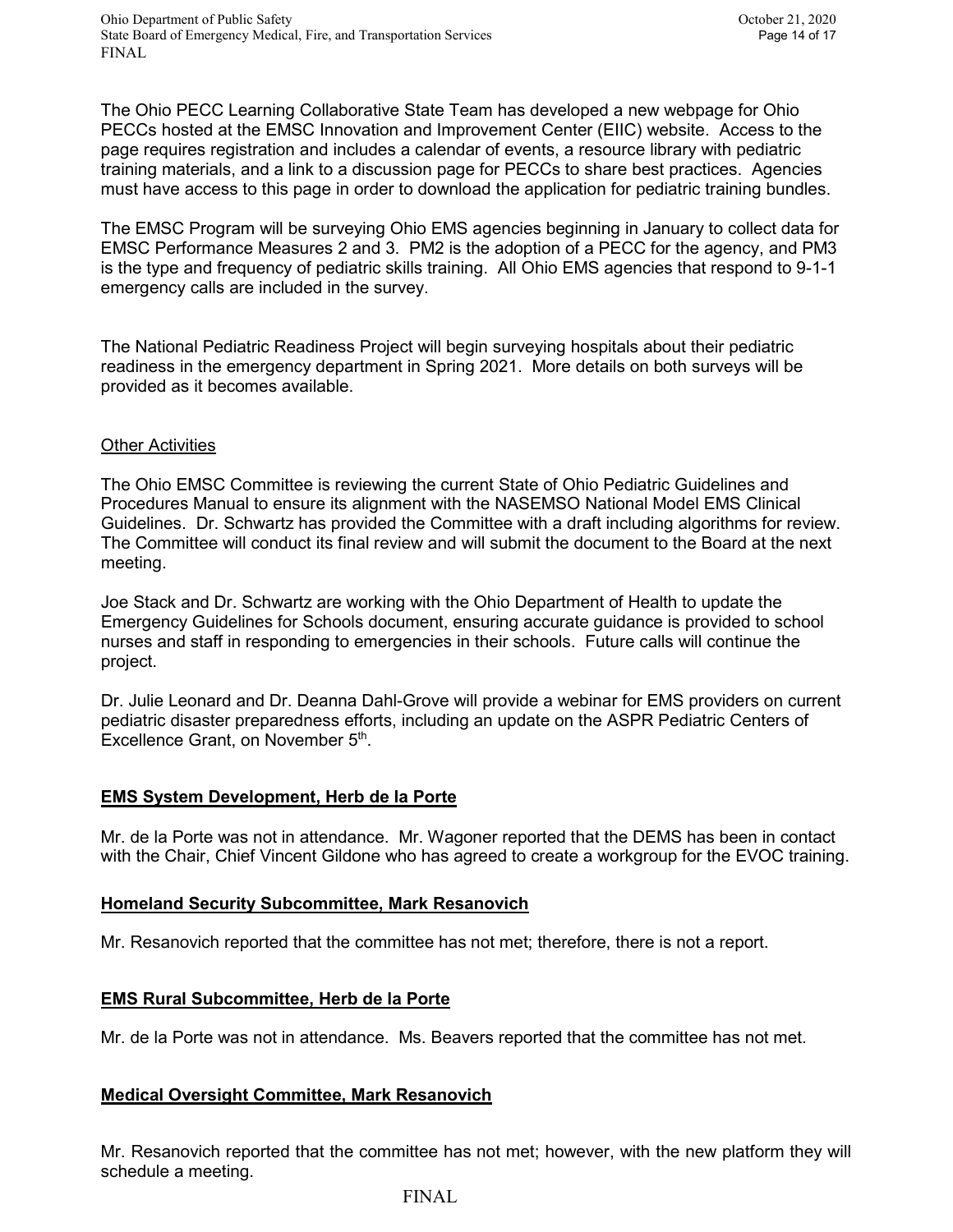The Ohio PECC Learning Collaborative State Team has developed a new webpage for Ohio PECCs hosted at the EMSC Innovation and Improvement Center (EIIC) website. Access to the page requires registration and includes a calendar of events, a resource library with pediatric training materials, and a link to a discussion page for PECCs to share best practices. Agencies must have access to this page in order to download the application for pediatric training bundles.

The EMSC Program will be surveying Ohio EMS agencies beginning in January to collect data for EMSC Performance Measures 2 and 3. PM2 is the adoption of a PECC for the agency, and PM3 is the type and frequency of pediatric skills training. All Ohio EMS agencies that respond to 9-1-1 emergency calls are included in the survey.

The National Pediatric Readiness Project will begin surveying hospitals about their pediatric readiness in the emergency department in Spring 2021. More details on both surveys will be provided as it becomes available.

Other Activities

The Ohio EMSC Committee is reviewing the current State of Ohio Pediatric Guidelines and Procedures Manual to ensure its alignment with the NASEMSO National Model EMS Clinical Guidelines. Dr. Schwartz has provided the Committee with a draft including algorithms for review. The Committee will conduct its final review and will submit the document to the Board at the next meeting.

Joe Stack and Dr. Schwartz are working with the Ohio Department of Health to update the Emergency Guidelines for Schools document, ensuring accurate guidance is provided to school nurses and staff in responding to emergencies in their schools. Future calls will continue the project.

Dr. Julie Leonard and Dr. Deanna Dahl-Grove will provide a webinar for EMS providers on current pediatric disaster preparedness efforts, including an update on the ASPR Pediatric Centers of Excellence Grant, on November 5th.

**EMS System Development, Herb de la Porte**

Mr. de la Porte was not in attendance. Mr. Wagoner reported that the DEMS has been in contact with the Chair, Chief Vincent Gildone who has agreed to create a workgroup for the EVOC training.

**Homeland Security Subcommittee, Mark Resanovich**

Mr. Resanovich reported that the committee has not met; therefore, there is not a report.

**EMS Rural Subcommittee, Herb de la Porte**

Mr. de la Porte was not in attendance. Ms. Beavers reported that the committee has not met.

**Medical Oversight Committee, Mark Resanovich**

Mr. Resanovich reported that the committee has not met; however, with the new platform they will schedule a meeting.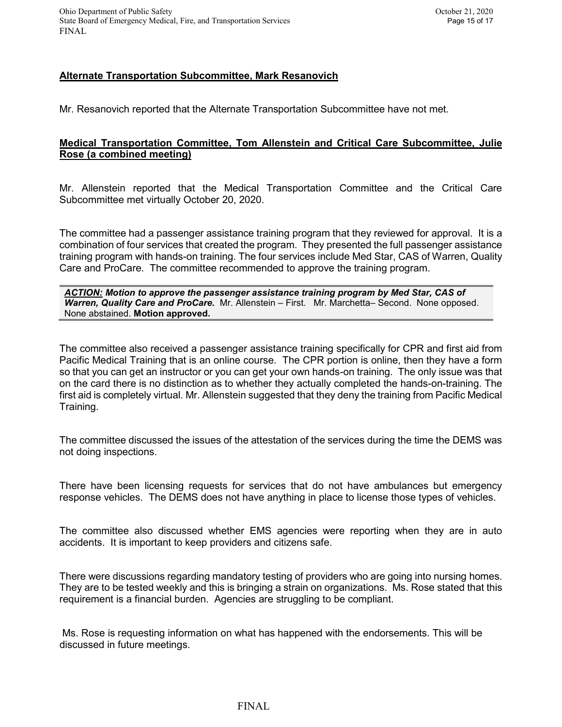**Alternate Transportation Subcommittee, Mark Resanovich**

Mr. Resanovich reported that the Alternate Transportation Subcommittee have not met.

**Medical Transportation Committee, Tom Allenstein and Critical Care Subcommittee, Julie Rose (a combined meeting)**

Mr. Allenstein reported that the Medical Transportation Committee and the Critical Care Subcommittee met virtually October 20, 2020.

The committee had a passenger assistance training program that they reviewed for approval. It is a combination of four services that created the program. They presented the full passenger assistance training program with hands-on training. The four services include Med Star, CAS of Warren, Quality Care and ProCare. The committee recommended to approve the training program.

> ***ACTION:*** ***Motion to approve the passenger assistance training program by Med Star, CAS of Warren, Quality Care and ProCare.*** Mr. Allenstein – First. Mr. Marchetta– Second. None opposed. None abstained. **Motion approved.**

The committee also received a passenger assistance training specifically for CPR and first aid from Pacific Medical Training that is an online course. The CPR portion is online, then they have a form so that you can get an instructor or you can get your own hands-on training. The only issue was that on the card there is no distinction as to whether they actually completed the hands-on-training. The first aid is completely virtual. Mr. Allenstein suggested that they deny the training from Pacific Medical Training.

The committee discussed the issues of the attestation of the services during the time the DEMS was not doing inspections.

There have been licensing requests for services that do not have ambulances but emergency response vehicles. The DEMS does not have anything in place to license those types of vehicles.

The committee also discussed whether EMS agencies were reporting when they are in auto accidents. It is important to keep providers and citizens safe.

There were discussions regarding mandatory testing of providers who are going into nursing homes. They are to be tested weekly and this is bringing a strain on organizations. Ms. Rose stated that this requirement is a financial burden. Agencies are struggling to be compliant.

Ms. Rose is requesting information on what has happened with the endorsements. This will be discussed in future meetings.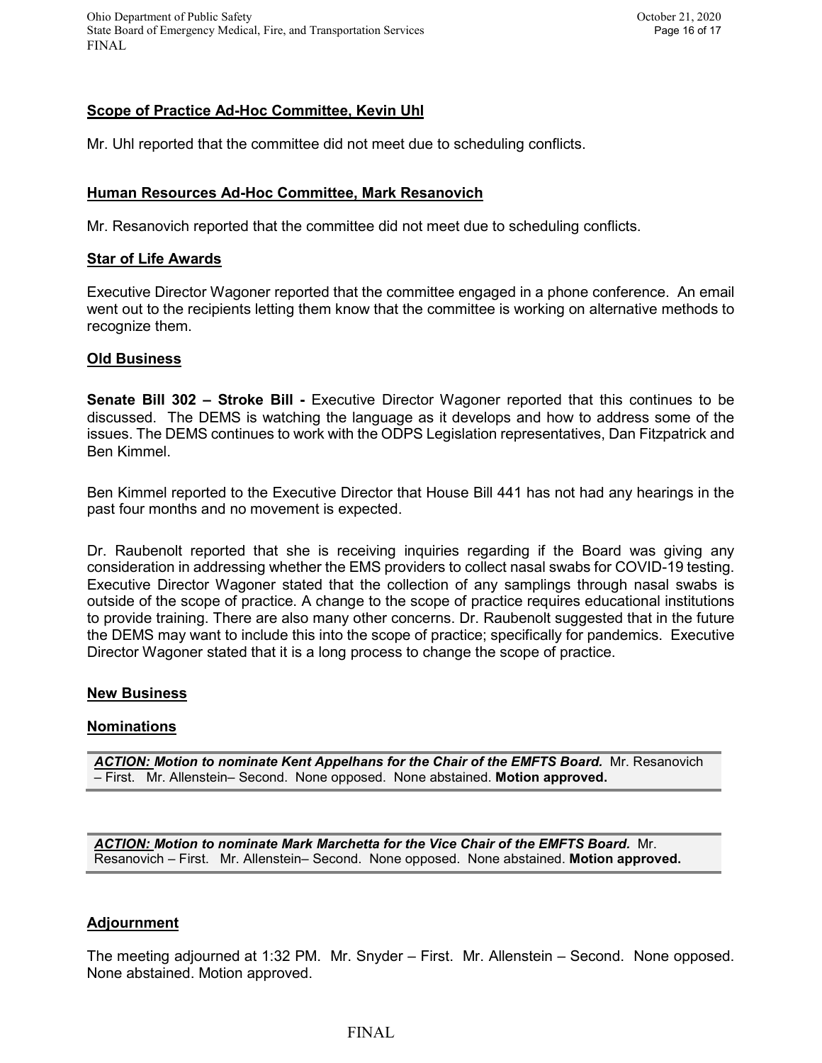**Scope of Practice Ad-Hoc Committee, Kevin Uhl**

Mr. Uhl reported that the committee did not meet due to scheduling conflicts.

**Human Resources Ad-Hoc Committee, Mark Resanovich**

Mr. Resanovich reported that the committee did not meet due to scheduling conflicts.

**Star of Life Awards**

Executive Director Wagoner reported that the committee engaged in a phone conference. An email went out to the recipients letting them know that the committee is working on alternative methods to recognize them.

**Old Business**

**Senate Bill 302 – Stroke Bill -** Executive Director Wagoner reported that this continues to be discussed. The DEMS is watching the language as it develops and how to address some of the issues. The DEMS continues to work with the ODPS Legislation representatives, Dan Fitzpatrick and Ben Kimmel.

Ben Kimmel reported to the Executive Director that House Bill 441 has not had any hearings in the past four months and no movement is expected.

Dr. Raubenolt reported that she is receiving inquiries regarding if the Board was giving any consideration in addressing whether the EMS providers to collect nasal swabs for COVID-19 testing. Executive Director Wagoner stated that the collection of any samplings through nasal swabs is outside of the scope of practice. A change to the scope of practice requires educational institutions to provide training. There are also many other concerns. Dr. Raubenolt suggested that in the future the DEMS may want to include this into the scope of practice; specifically for pandemics. Executive Director Wagoner stated that it is a long process to change the scope of practice.

**New Business**

**Nominations**

***ACTION:* *Motion to nominate Kent Appelhans for the Chair of the EMFTS Board.*** Mr. Resanovich – First. Mr. Allenstein– Second. None opposed. None abstained. **Motion approved.**

***ACTION:* *Motion to nominate Mark Marchetta for the Vice Chair of the EMFTS Board.*** Mr. Resanovich – First. Mr. Allenstein– Second. None opposed. None abstained. **Motion approved.**

**Adjournment**

The meeting adjourned at 1:32 PM. Mr. Snyder – First. Mr. Allenstein – Second. None opposed. None abstained. Motion approved.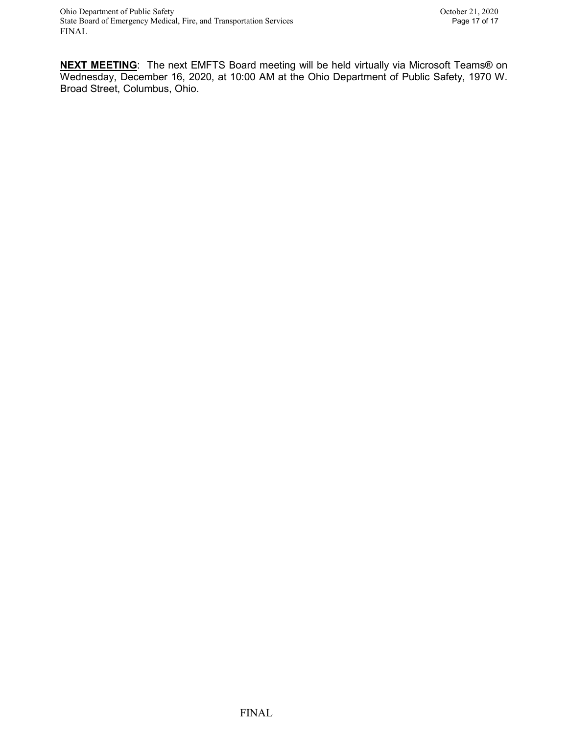**NEXT MEETING**: The next EMFTS Board meeting will be held virtually via Microsoft Teams® on Wednesday, December 16, 2020, at 10:00 AM at the Ohio Department of Public Safety, 1970 W. Broad Street, Columbus, Ohio.